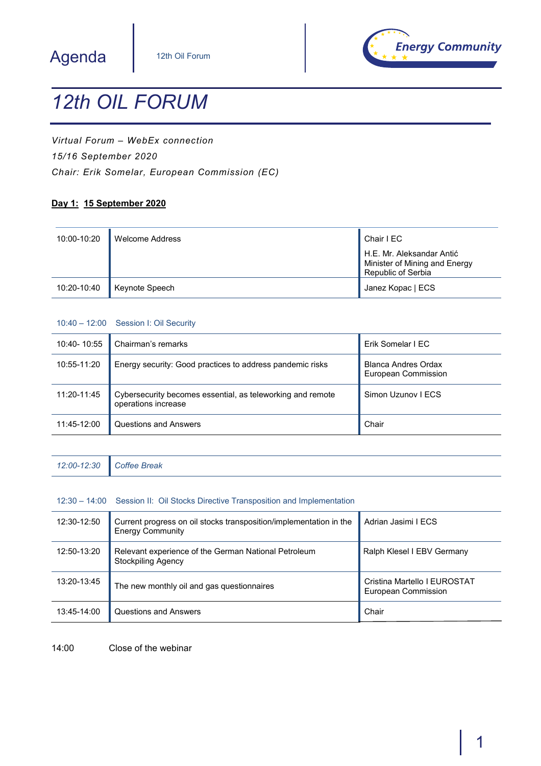Agenda | 12th Oil Forum

# *12th OIL FORUM*

*Virtual Forum – WebEx connection*

*15/16 September 2020*

*Chair: Erik Somelar, European Commission (EC)*

**Day 1: 15 September 2020**

| | | |
|---|---|---|
| 10:00-10:20 | Welcome Address | Chair I EC<br>H.E. Mr. Aleksandar Antić<br>Minister of Mining and Energy<br>Republic of Serbia |
| 10:20-10:40 | Keynote Speech | Janez Kopac \| ECS |

10:40 – 12:00 Session I: Oil Security

| | | |
|---|---|---|
| 10:40- 10:55 | Chairman's remarks | Erik Somelar I EC |
| 10:55-11:20 | Energy security: Good practices to address pandemic risks | Blanca Andres Ordax<br>European Commission |
| 11:20-11:45 | Cybersecurity becomes essential, as teleworking and remote operations increase | Simon Uzunov I ECS |
| 11:45-12:00 | Questions and Answers | Chair |

| | |
|---|---|
| *12:00-12:30* | *Coffee Break* |

12:30 – 14:00 Session II: Oil Stocks Directive Transposition and Implementation

| | | |
|---|---|---|
| 12:30-12:50 | Current progress on oil stocks transposition/implementation in the Energy Community | Adrian Jasimi I ECS |
| 12:50-13:20 | Relevant experience of the German National Petroleum Stockpiling Agency | Ralph Klesel I EBV Germany |
| 13:20-13:45 | The new monthly oil and gas questionnaires | Cristina Martello I EUROSTAT<br>European Commission |
| 13:45-14:00 | Questions and Answers | Chair |

14:00 Close of the webinar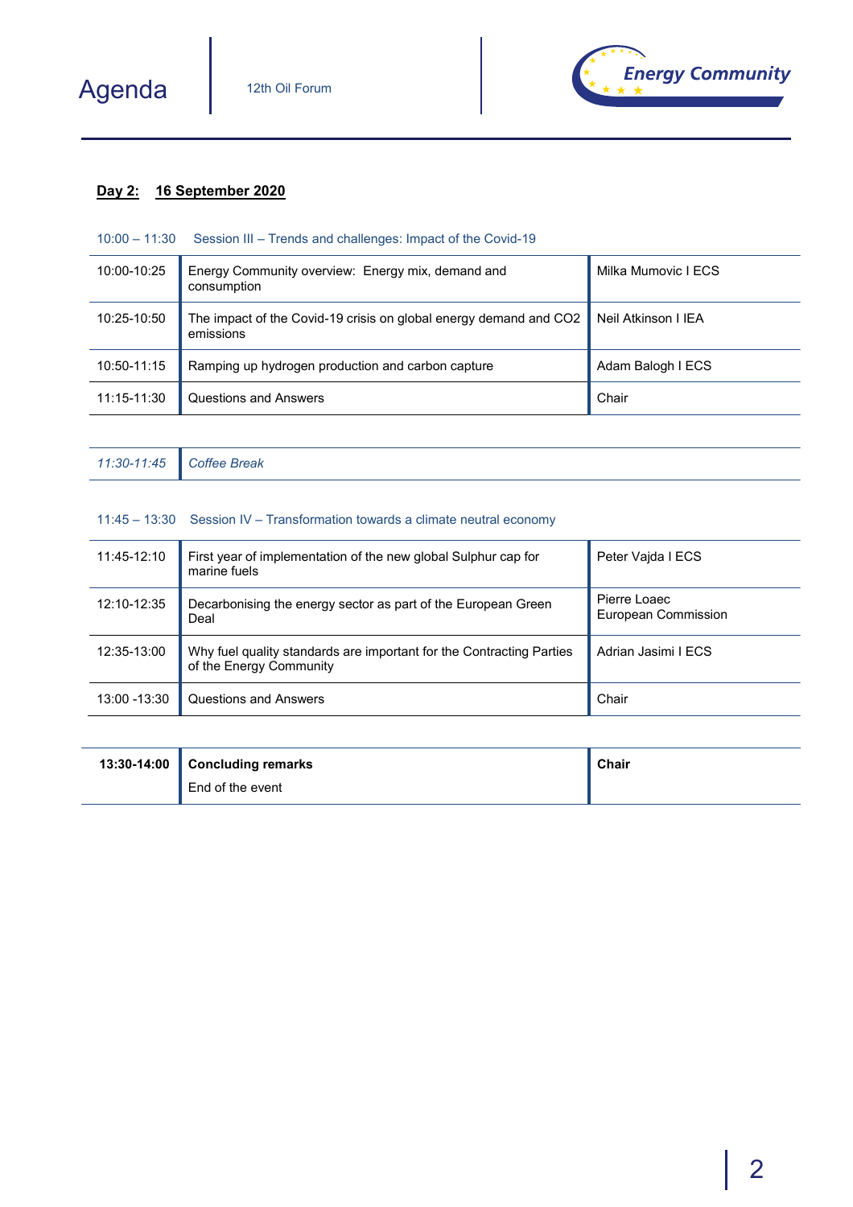**Day 2: 16 September 2020**

10:00 – 11:30 Session III – Trends and challenges: Impact of the Covid-19

| | | |
|---|---|---|
| 10:00-10:25 | Energy Community overview: Energy mix, demand and consumption | Milka Mumovic I ECS |
| 10:25-10:50 | The impact of the Covid-19 crisis on global energy demand and CO2 emissions | Neil Atkinson I IEA |
| 10:50-11:15 | Ramping up hydrogen production and carbon capture | Adam Balogh I ECS |
| 11:15-11:30 | Questions and Answers | Chair |

| | |
|---|---|
| *11:30-11:45* | *Coffee Break* |

11:45 – 13:30 Session IV – Transformation towards a climate neutral economy

| | | |
|---|---|---|
| 11:45-12:10 | First year of implementation of the new global Sulphur cap for marine fuels | Peter Vajda I ECS |
| 12:10-12:35 | Decarbonising the energy sector as part of the European Green Deal | Pierre Loaec European Commission |
| 12:35-13:00 | Why fuel quality standards are important for the Contracting Parties of the Energy Community | Adrian Jasimi I ECS |
| 13:00 -13:30 | Questions and Answers | Chair |

| | | |
|---|---|---|
| **13:30-14:00** | **Concluding remarks** End of the event | **Chair** |